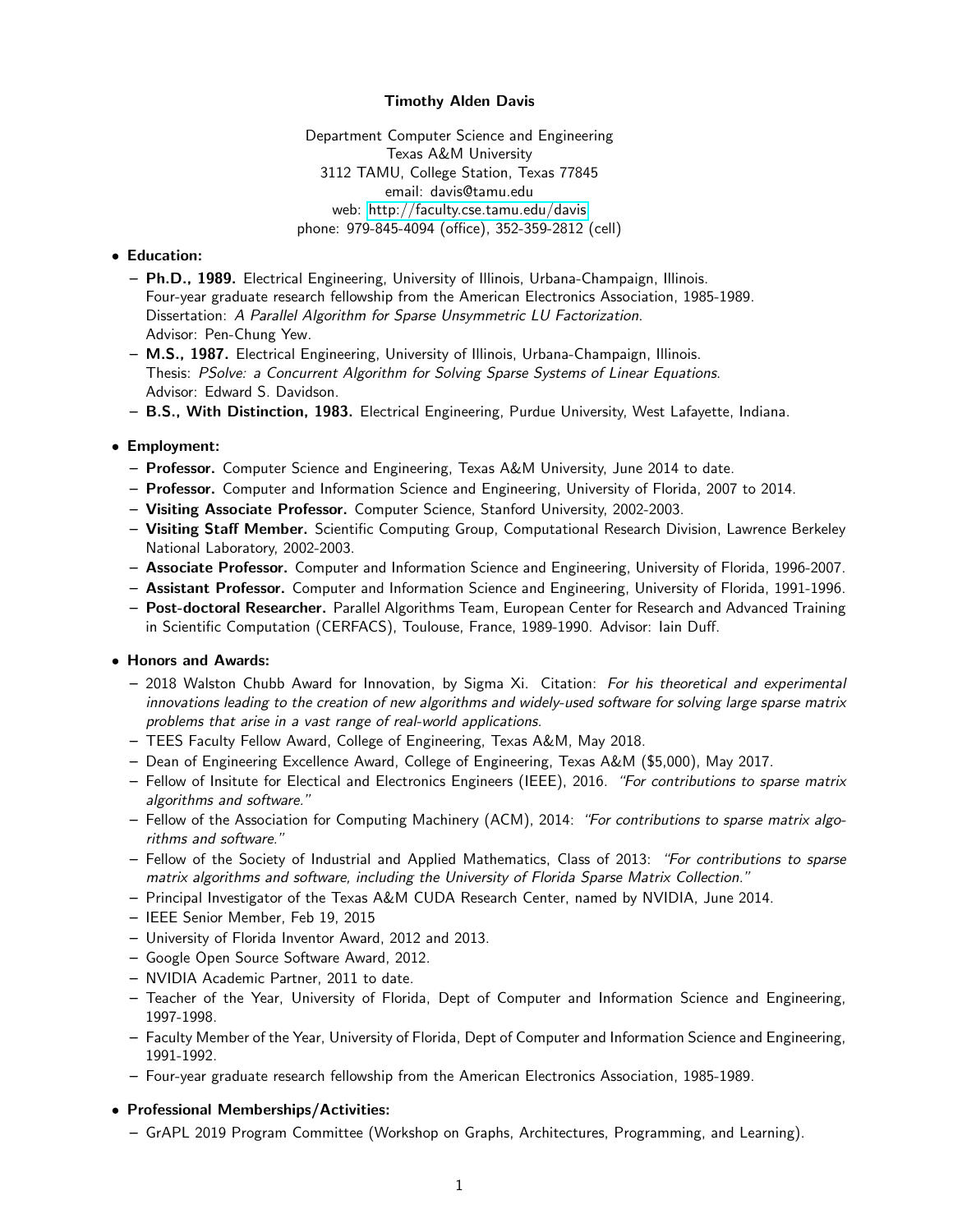# Timothy Alden Davis

Department Computer Science and Engineering
Texas A&M University
3112 TAMU, College Station, Texas 77845
email: davis@tamu.edu
web: http://faculty.cse.tamu.edu/davis
phone: 979-845-4094 (office), 352-359-2812 (cell)

- **Education:**
  - **Ph.D., 1989.** Electrical Engineering, University of Illinois, Urbana-Champaign, Illinois. Four-year graduate research fellowship from the American Electronics Association, 1985-1989. Dissertation: *A Parallel Algorithm for Sparse Unsymmetric LU Factorization*. Advisor: Pen-Chung Yew.
  - **M.S., 1987.** Electrical Engineering, University of Illinois, Urbana-Champaign, Illinois. Thesis: *PSolve: a Concurrent Algorithm for Solving Sparse Systems of Linear Equations*. Advisor: Edward S. Davidson.
  - **B.S., With Distinction, 1983.** Electrical Engineering, Purdue University, West Lafayette, Indiana.

- **Employment:**
  - **Professor.** Computer Science and Engineering, Texas A&M University, June 2014 to date.
  - **Professor.** Computer and Information Science and Engineering, University of Florida, 2007 to 2014.
  - **Visiting Associate Professor.** Computer Science, Stanford University, 2002-2003.
  - **Visiting Staff Member.** Scientific Computing Group, Computational Research Division, Lawrence Berkeley National Laboratory, 2002-2003.
  - **Associate Professor.** Computer and Information Science and Engineering, University of Florida, 1996-2007.
  - **Assistant Professor.** Computer and Information Science and Engineering, University of Florida, 1991-1996.
  - **Post-doctoral Researcher.** Parallel Algorithms Team, European Center for Research and Advanced Training in Scientific Computation (CERFACS), Toulouse, France, 1989-1990. Advisor: Iain Duff.

- **Honors and Awards:**
  - 2018 Walston Chubb Award for Innovation, by Sigma Xi. Citation: *For his theoretical and experimental innovations leading to the creation of new algorithms and widely-used software for solving large sparse matrix problems that arise in a vast range of real-world applications.*
  - TEES Faculty Fellow Award, College of Engineering, Texas A&M, May 2018.
  - Dean of Engineering Excellence Award, College of Engineering, Texas A&M ($5,000), May 2017.
  - Fellow of Insitute for Electical and Electronics Engineers (IEEE), 2016. *"For contributions to sparse matrix algorithms and software."*
  - Fellow of the Association for Computing Machinery (ACM), 2014: *"For contributions to sparse matrix algorithms and software."*
  - Fellow of the Society of Industrial and Applied Mathematics, Class of 2013: *"For contributions to sparse matrix algorithms and software, including the University of Florida Sparse Matrix Collection."*
  - Principal Investigator of the Texas A&M CUDA Research Center, named by NVIDIA, June 2014.
  - IEEE Senior Member, Feb 19, 2015
  - University of Florida Inventor Award, 2012 and 2013.
  - Google Open Source Software Award, 2012.
  - NVIDIA Academic Partner, 2011 to date.
  - Teacher of the Year, University of Florida, Dept of Computer and Information Science and Engineering, 1997-1998.
  - Faculty Member of the Year, University of Florida, Dept of Computer and Information Science and Engineering, 1991-1992.
  - Four-year graduate research fellowship from the American Electronics Association, 1985-1989.

- **Professional Memberships/Activities:**
  - GrAPL 2019 Program Committee (Workshop on Graphs, Architectures, Programming, and Learning).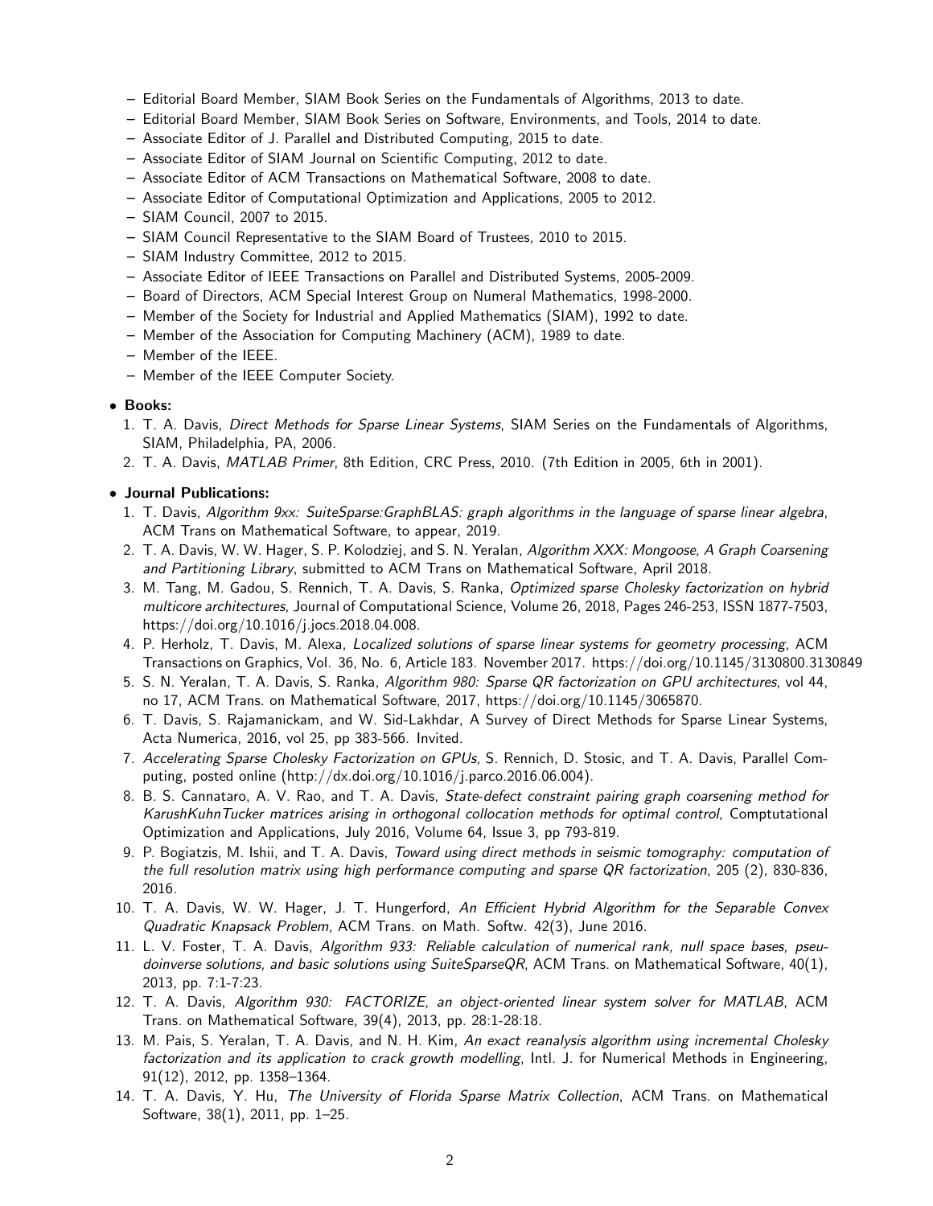- Editorial Board Member, SIAM Book Series on the Fundamentals of Algorithms, 2013 to date.
- Editorial Board Member, SIAM Book Series on Software, Environments, and Tools, 2014 to date.
- Associate Editor of J. Parallel and Distributed Computing, 2015 to date.
- Associate Editor of SIAM Journal on Scientific Computing, 2012 to date.
- Associate Editor of ACM Transactions on Mathematical Software, 2008 to date.
- Associate Editor of Computational Optimization and Applications, 2005 to 2012.
- SIAM Council, 2007 to 2015.
- SIAM Council Representative to the SIAM Board of Trustees, 2010 to 2015.
- SIAM Industry Committee, 2012 to 2015.
- Associate Editor of IEEE Transactions on Parallel and Distributed Systems, 2005-2009.
- Board of Directors, ACM Special Interest Group on Numeral Mathematics, 1998-2000.
- Member of the Society for Industrial and Applied Mathematics (SIAM), 1992 to date.
- Member of the Association for Computing Machinery (ACM), 1989 to date.
- Member of the IEEE.
- Member of the IEEE Computer Society.

- **Books:**
  1. T. A. Davis, *Direct Methods for Sparse Linear Systems*, SIAM Series on the Fundamentals of Algorithms, SIAM, Philadelphia, PA, 2006.
  2. T. A. Davis, *MATLAB Primer*, 8th Edition, CRC Press, 2010. (7th Edition in 2005, 6th in 2001).

- **Journal Publications:**
  1. T. Davis, *Algorithm 9xx: SuiteSparse:GraphBLAS: graph algorithms in the language of sparse linear algebra*, ACM Trans on Mathematical Software, to appear, 2019.
  2. T. A. Davis, W. W. Hager, S. P. Kolodziej, and S. N. Yeralan, *Algorithm XXX: Mongoose, A Graph Coarsening and Partitioning Library*, submitted to ACM Trans on Mathematical Software, April 2018.
  3. M. Tang, M. Gadou, S. Rennich, T. A. Davis, S. Ranka, *Optimized sparse Cholesky factorization on hybrid multicore architectures*, Journal of Computational Science, Volume 26, 2018, Pages 246-253, ISSN 1877-7503, https://doi.org/10.1016/j.jocs.2018.04.008.
  4. P. Herholz, T. Davis, M. Alexa, *Localized solutions of sparse linear systems for geometry processing*, ACM Transactions on Graphics, Vol. 36, No. 6, Article 183. November 2017. https://doi.org/10.1145/3130800.3130849
  5. S. N. Yeralan, T. A. Davis, S. Ranka, *Algorithm 980: Sparse QR factorization on GPU architectures*, vol 44, no 17, ACM Trans. on Mathematical Software, 2017, https://doi.org/10.1145/3065870.
  6. T. Davis, S. Rajamanickam, and W. Sid-Lakhdar, A Survey of Direct Methods for Sparse Linear Systems, Acta Numerica, 2016, vol 25, pp 383-566. Invited.
  7. *Accelerating Sparse Cholesky Factorization on GPUs,* S. Rennich, D. Stosic, and T. A. Davis, Parallel Computing, posted online (http://dx.doi.org/10.1016/j.parco.2016.06.004).
  8. B. S. Cannataro, A. V. Rao, and T. A. Davis, *State-defect constraint pairing graph coarsening method for KarushKuhnTucker matrices arising in orthogonal collocation methods for optimal control,* Comptutational Optimization and Applications, July 2016, Volume 64, Issue 3, pp 793-819.
  9. P. Bogiatzis, M. Ishii, and T. A. Davis, *Toward using direct methods in seismic tomography: computation of the full resolution matrix using high performance computing and sparse QR factorization*, 205 (2), 830-836, 2016.
  10. T. A. Davis, W. W. Hager, J. T. Hungerford, *An Efficient Hybrid Algorithm for the Separable Convex Quadratic Knapsack Problem*, ACM Trans. on Math. Softw. 42(3), June 2016.
  11. L. V. Foster, T. A. Davis, *Algorithm 933: Reliable calculation of numerical rank, null space bases, pseudoinverse solutions, and basic solutions using SuiteSparseQR*, ACM Trans. on Mathematical Software, 40(1), 2013, pp. 7:1-7:23.
  12. T. A. Davis, *Algorithm 930: FACTORIZE, an object-oriented linear system solver for MATLAB*, ACM Trans. on Mathematical Software, 39(4), 2013, pp. 28:1-28:18.
  13. M. Pais, S. Yeralan, T. A. Davis, and N. H. Kim, *An exact reanalysis algorithm using incremental Cholesky factorization and its application to crack growth modelling*, Intl. J. for Numerical Methods in Engineering, 91(12), 2012, pp. 1358–1364.
  14. T. A. Davis, Y. Hu, *The University of Florida Sparse Matrix Collection*, ACM Trans. on Mathematical Software, 38(1), 2011, pp. 1–25.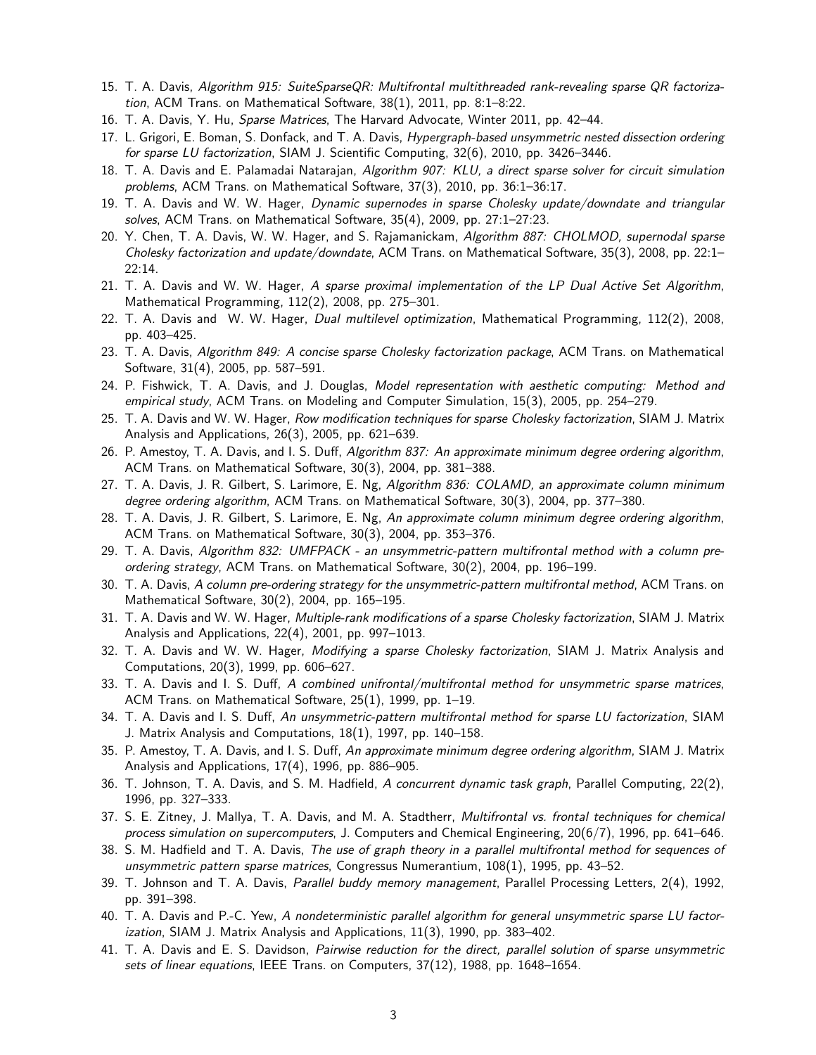15. T. A. Davis, *Algorithm 915: SuiteSparseQR: Multifrontal multithreaded rank-revealing sparse QR factorization*, ACM Trans. on Mathematical Software, 38(1), 2011, pp. 8:1–8:22.
16. T. A. Davis, Y. Hu, *Sparse Matrices*, The Harvard Advocate, Winter 2011, pp. 42–44.
17. L. Grigori, E. Boman, S. Donfack, and T. A. Davis, *Hypergraph-based unsymmetric nested dissection ordering for sparse LU factorization*, SIAM J. Scientific Computing, 32(6), 2010, pp. 3426–3446.
18. T. A. Davis and E. Palamadai Natarajan, *Algorithm 907: KLU, a direct sparse solver for circuit simulation problems*, ACM Trans. on Mathematical Software, 37(3), 2010, pp. 36:1–36:17.
19. T. A. Davis and W. W. Hager, *Dynamic supernodes in sparse Cholesky update/downdate and triangular solves*, ACM Trans. on Mathematical Software, 35(4), 2009, pp. 27:1–27:23.
20. Y. Chen, T. A. Davis, W. W. Hager, and S. Rajamanickam, *Algorithm 887: CHOLMOD, supernodal sparse Cholesky factorization and update/downdate*, ACM Trans. on Mathematical Software, 35(3), 2008, pp. 22:1–22:14.
21. T. A. Davis and W. W. Hager, *A sparse proximal implementation of the LP Dual Active Set Algorithm*, Mathematical Programming, 112(2), 2008, pp. 275–301.
22. T. A. Davis and W. W. Hager, *Dual multilevel optimization*, Mathematical Programming, 112(2), 2008, pp. 403–425.
23. T. A. Davis, *Algorithm 849: A concise sparse Cholesky factorization package*, ACM Trans. on Mathematical Software, 31(4), 2005, pp. 587–591.
24. P. Fishwick, T. A. Davis, and J. Douglas, *Model representation with aesthetic computing: Method and empirical study*, ACM Trans. on Modeling and Computer Simulation, 15(3), 2005, pp. 254–279.
25. T. A. Davis and W. W. Hager, *Row modification techniques for sparse Cholesky factorization*, SIAM J. Matrix Analysis and Applications, 26(3), 2005, pp. 621–639.
26. P. Amestoy, T. A. Davis, and I. S. Duff, *Algorithm 837: An approximate minimum degree ordering algorithm*, ACM Trans. on Mathematical Software, 30(3), 2004, pp. 381–388.
27. T. A. Davis, J. R. Gilbert, S. Larimore, E. Ng, *Algorithm 836: COLAMD, an approximate column minimum degree ordering algorithm*, ACM Trans. on Mathematical Software, 30(3), 2004, pp. 377–380.
28. T. A. Davis, J. R. Gilbert, S. Larimore, E. Ng, *An approximate column minimum degree ordering algorithm*, ACM Trans. on Mathematical Software, 30(3), 2004, pp. 353–376.
29. T. A. Davis, *Algorithm 832: UMFPACK - an unsymmetric-pattern multifrontal method with a column pre-ordering strategy*, ACM Trans. on Mathematical Software, 30(2), 2004, pp. 196–199.
30. T. A. Davis, *A column pre-ordering strategy for the unsymmetric-pattern multifrontal method*, ACM Trans. on Mathematical Software, 30(2), 2004, pp. 165–195.
31. T. A. Davis and W. W. Hager, *Multiple-rank modifications of a sparse Cholesky factorization*, SIAM J. Matrix Analysis and Applications, 22(4), 2001, pp. 997–1013.
32. T. A. Davis and W. W. Hager, *Modifying a sparse Cholesky factorization*, SIAM J. Matrix Analysis and Computations, 20(3), 1999, pp. 606–627.
33. T. A. Davis and I. S. Duff, *A combined unifrontal/multifrontal method for unsymmetric sparse matrices*, ACM Trans. on Mathematical Software, 25(1), 1999, pp. 1–19.
34. T. A. Davis and I. S. Duff, *An unsymmetric-pattern multifrontal method for sparse LU factorization*, SIAM J. Matrix Analysis and Computations, 18(1), 1997, pp. 140–158.
35. P. Amestoy, T. A. Davis, and I. S. Duff, *An approximate minimum degree ordering algorithm*, SIAM J. Matrix Analysis and Applications, 17(4), 1996, pp. 886–905.
36. T. Johnson, T. A. Davis, and S. M. Hadfield, *A concurrent dynamic task graph*, Parallel Computing, 22(2), 1996, pp. 327–333.
37. S. E. Zitney, J. Mallya, T. A. Davis, and M. A. Stadtherr, *Multifrontal vs. frontal techniques for chemical process simulation on supercomputers*, J. Computers and Chemical Engineering, 20(6/7), 1996, pp. 641–646.
38. S. M. Hadfield and T. A. Davis, *The use of graph theory in a parallel multifrontal method for sequences of unsymmetric pattern sparse matrices*, Congressus Numerantium, 108(1), 1995, pp. 43–52.
39. T. Johnson and T. A. Davis, *Parallel buddy memory management*, Parallel Processing Letters, 2(4), 1992, pp. 391–398.
40. T. A. Davis and P.-C. Yew, *A nondeterministic parallel algorithm for general unsymmetric sparse LU factorization*, SIAM J. Matrix Analysis and Applications, 11(3), 1990, pp. 383–402.
41. T. A. Davis and E. S. Davidson, *Pairwise reduction for the direct, parallel solution of sparse unsymmetric sets of linear equations*, IEEE Trans. on Computers, 37(12), 1988, pp. 1648–1654.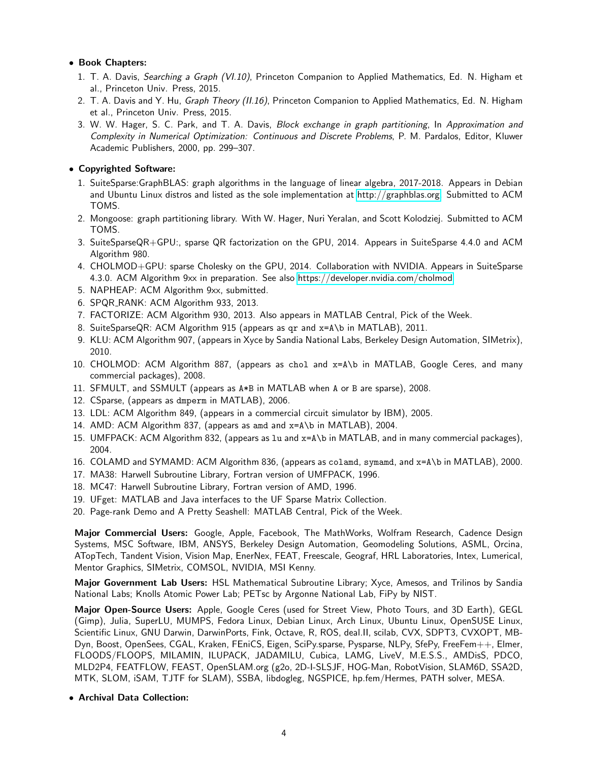- **Book Chapters:**
  1. T. A. Davis, *Searching a Graph (VI.10)*, Princeton Companion to Applied Mathematics, Ed. N. Higham et al., Princeton Univ. Press, 2015.
  2. T. A. Davis and Y. Hu, *Graph Theory (II.16)*, Princeton Companion to Applied Mathematics, Ed. N. Higham et al., Princeton Univ. Press, 2015.
  3. W. W. Hager, S. C. Park, and T. A. Davis, *Block exchange in graph partitioning*, In *Approximation and Complexity in Numerical Optimization: Continuous and Discrete Problems*, P. M. Pardalos, Editor, Kluwer Academic Publishers, 2000, pp. 299–307.

- **Copyrighted Software:**
  1. SuiteSparse:GraphBLAS: graph algorithms in the language of linear algebra, 2017-2018. Appears in Debian and Ubuntu Linux distros and listed as the sole implementation at http://graphblas.org. Submitted to ACM TOMS.
  2. Mongoose: graph partitioning library. With W. Hager, Nuri Yeralan, and Scott Kolodziej. Submitted to ACM TOMS.
  3. SuiteSparseQR+GPU:, sparse QR factorization on the GPU, 2014. Appears in SuiteSparse 4.4.0 and ACM Algorithm 980.
  4. CHOLMOD+GPU: sparse Cholesky on the GPU, 2014. Collaboration with NVIDIA. Appears in SuiteSparse 4.3.0. ACM Algorithm 9xx in preparation. See also https://developer.nvidia.com/cholmod
  5. NAPHEAP: ACM Algorithm 9xx, submitted.
  6. SPQR_RANK: ACM Algorithm 933, 2013.
  7. FACTORIZE: ACM Algorithm 930, 2013. Also appears in MATLAB Central, Pick of the Week.
  8. SuiteSparseQR: ACM Algorithm 915 (appears as `qr` and `x=A\b` in MATLAB), 2011.
  9. KLU: ACM Algorithm 907, (appears in Xyce by Sandia National Labs, Berkeley Design Automation, SIMetrix), 2010.
  10. CHOLMOD: ACM Algorithm 887, (appears as `chol` and `x=A\b` in MATLAB, Google Ceres, and many commercial packages), 2008.
  11. SFMULT, and SSMULT (appears as `A*B` in MATLAB when `A` or `B` are sparse), 2008.
  12. CSparse, (appears as `dmperm` in MATLAB), 2006.
  13. LDL: ACM Algorithm 849, (appears in a commercial circuit simulator by IBM), 2005.
  14. AMD: ACM Algorithm 837, (appears as `amd` and `x=A\b` in MATLAB), 2004.
  15. UMFPACK: ACM Algorithm 832, (appears as `lu` and `x=A\b` in MATLAB, and in many commercial packages), 2004.
  16. COLAMD and SYMAMD: ACM Algorithm 836, (appears as `colamd`, `symamd`, and `x=A\b` in MATLAB), 2000.
  17. MA38: Harwell Subroutine Library, Fortran version of UMFPACK, 1996.
  18. MC47: Harwell Subroutine Library, Fortran version of AMD, 1996.
  19. UFget: MATLAB and Java interfaces to the UF Sparse Matrix Collection.
  20. Page-rank Demo and A Pretty Seashell: MATLAB Central, Pick of the Week.

  **Major Commercial Users:** Google, Apple, Facebook, The MathWorks, Wolfram Research, Cadence Design Systems, MSC Software, IBM, ANSYS, Berkeley Design Automation, Geomodeling Solutions, ASML, Orcina, ATopTech, Tandent Vision, Vision Map, EnerNex, FEAT, Freescale, Geograf, HRL Laboratories, Intex, Lumerical, Mentor Graphics, SIMetrix, COMSOL, NVIDIA, MSI Kenny.

  **Major Government Lab Users:** HSL Mathematical Subroutine Library; Xyce, Amesos, and Trilinos by Sandia National Labs; Knolls Atomic Power Lab; PETsc by Argonne National Lab, FiPy by NIST.

  **Major Open-Source Users:** Apple, Google Ceres (used for Street View, Photo Tours, and 3D Earth), GEGL (Gimp), Julia, SuperLU, MUMPS, Fedora Linux, Debian Linux, Arch Linux, Ubuntu Linux, OpenSUSE Linux, Scientific Linux, GNU Darwin, DarwinPorts, Fink, Octave, R, ROS, deal.II, scilab, CVX, SDPT3, CVXOPT, MB-Dyn, Boost, OpenSees, CGAL, Kraken, FEniCS, Eigen, SciPy.sparse, Pysparse, NLPy, SfePy, FreeFem++, Elmer, FLOODS/FLOOPS, MILAMIN, ILUPACK, JADAMILU, Cubica, LAMG, LiveV, M.E.S.S., AMDisS, PDCO, MLD2P4, FEATFLOW, FEAST, OpenSLAM.org (g2o, 2D-I-SLSJF, HOG-Man, RobotVision, SLAM6D, SSA2D, MTK, SLOM, iSAM, TJTF for SLAM), SSBA, libdogleg, NGSPICE, hp.fem/Hermes, PATH solver, MESA.

- **Archival Data Collection:**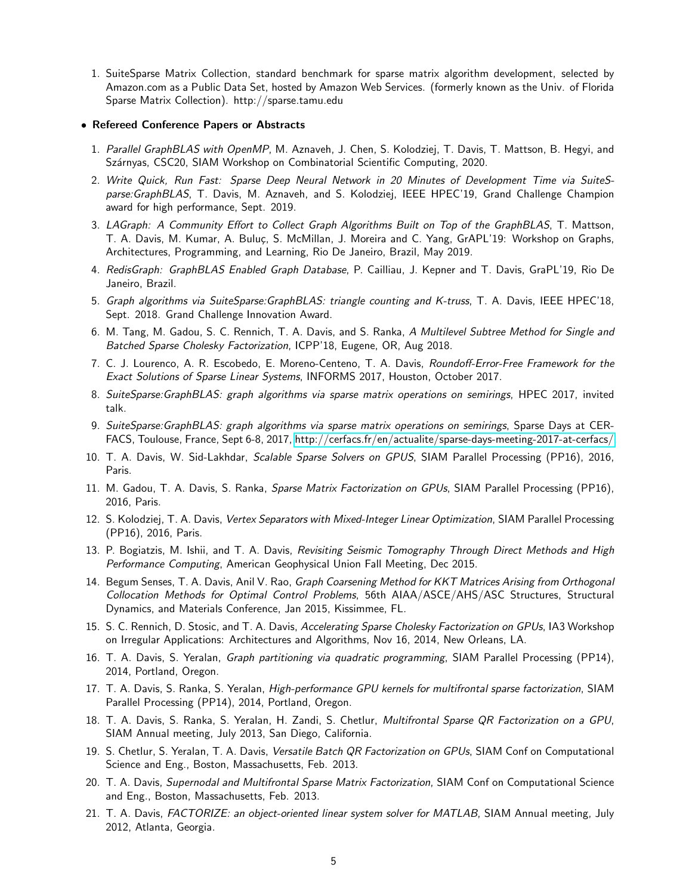1. SuiteSparse Matrix Collection, standard benchmark for sparse matrix algorithm development, selected by Amazon.com as a Public Data Set, hosted by Amazon Web Services. (formerly known as the Univ. of Florida Sparse Matrix Collection). http://sparse.tamu.edu

- **Refereed Conference Papers or Abstracts**

1. *Parallel GraphBLAS with OpenMP*, M. Aznaveh, J. Chen, S. Kolodziej, T. Davis, T. Mattson, B. Hegyi, and Szárnyas, CSC20, SIAM Workshop on Combinatorial Scientific Computing, 2020.
2. *Write Quick, Run Fast: Sparse Deep Neural Network in 20 Minutes of Development Time via SuiteSparse:GraphBLAS*, T. Davis, M. Aznaveh, and S. Kolodziej, IEEE HPEC'19, Grand Challenge Champion award for high performance, Sept. 2019.
3. *LAGraph: A Community Effort to Collect Graph Algorithms Built on Top of the GraphBLAS*, T. Mattson, T. A. Davis, M. Kumar, A. Buluç, S. McMillan, J. Moreira and C. Yang, GrAPL'19: Workshop on Graphs, Architectures, Programming, and Learning, Rio De Janeiro, Brazil, May 2019.
4. *RedisGraph: GraphBLAS Enabled Graph Database*, P. Cailliau, J. Kepner and T. Davis, GraPL'19, Rio De Janeiro, Brazil.
5. *Graph algorithms via SuiteSparse:GraphBLAS: triangle counting and K-truss*, T. A. Davis, IEEE HPEC'18, Sept. 2018. Grand Challenge Innovation Award.
6. M. Tang, M. Gadou, S. C. Rennich, T. A. Davis, and S. Ranka, *A Multilevel Subtree Method for Single and Batched Sparse Cholesky Factorization*, ICPP'18, Eugene, OR, Aug 2018.
7. C. J. Lourenco, A. R. Escobedo, E. Moreno-Centeno, T. A. Davis, *Roundoff-Error-Free Framework for the Exact Solutions of Sparse Linear Systems*, INFORMS 2017, Houston, October 2017.
8. *SuiteSparse:GraphBLAS: graph algorithms via sparse matrix operations on semirings*, HPEC 2017, invited talk.
9. *SuiteSparse:GraphBLAS: graph algorithms via sparse matrix operations on semirings*, Sparse Days at CERFACS, Toulouse, France, Sept 6-8, 2017, http://cerfacs.fr/en/actualite/sparse-days-meeting-2017-at-cerfacs/
10. T. A. Davis, W. Sid-Lakhdar, *Scalable Sparse Solvers on GPUS*, SIAM Parallel Processing (PP16), 2016, Paris.
11. M. Gadou, T. A. Davis, S. Ranka, *Sparse Matrix Factorization on GPUs*, SIAM Parallel Processing (PP16), 2016, Paris.
12. S. Kolodziej, T. A. Davis, *Vertex Separators with Mixed-Integer Linear Optimization*, SIAM Parallel Processing (PP16), 2016, Paris.
13. P. Bogiatzis, M. Ishii, and T. A. Davis, *Revisiting Seismic Tomography Through Direct Methods and High Performance Computing*, American Geophysical Union Fall Meeting, Dec 2015.
14. Begum Senses, T. A. Davis, Anil V. Rao, *Graph Coarsening Method for KKT Matrices Arising from Orthogonal Collocation Methods for Optimal Control Problems*, 56th AIAA/ASCE/AHS/ASC Structures, Structural Dynamics, and Materials Conference, Jan 2015, Kissimmee, FL.
15. S. C. Rennich, D. Stosic, and T. A. Davis, *Accelerating Sparse Cholesky Factorization on GPUs*, IA3 Workshop on Irregular Applications: Architectures and Algorithms, Nov 16, 2014, New Orleans, LA.
16. T. A. Davis, S. Yeralan, *Graph partitioning via quadratic programming*, SIAM Parallel Processing (PP14), 2014, Portland, Oregon.
17. T. A. Davis, S. Ranka, S. Yeralan, *High-performance GPU kernels for multifrontal sparse factorization*, SIAM Parallel Processing (PP14), 2014, Portland, Oregon.
18. T. A. Davis, S. Ranka, S. Yeralan, H. Zandi, S. Chetlur, *Multifrontal Sparse QR Factorization on a GPU*, SIAM Annual meeting, July 2013, San Diego, California.
19. S. Chetlur, S. Yeralan, T. A. Davis, *Versatile Batch QR Factorization on GPUs*, SIAM Conf on Computational Science and Eng., Boston, Massachusetts, Feb. 2013.
20. T. A. Davis, *Supernodal and Multifrontal Sparse Matrix Factorization*, SIAM Conf on Computational Science and Eng., Boston, Massachusetts, Feb. 2013.
21. T. A. Davis, *FACTORIZE: an object-oriented linear system solver for MATLAB*, SIAM Annual meeting, July 2012, Atlanta, Georgia.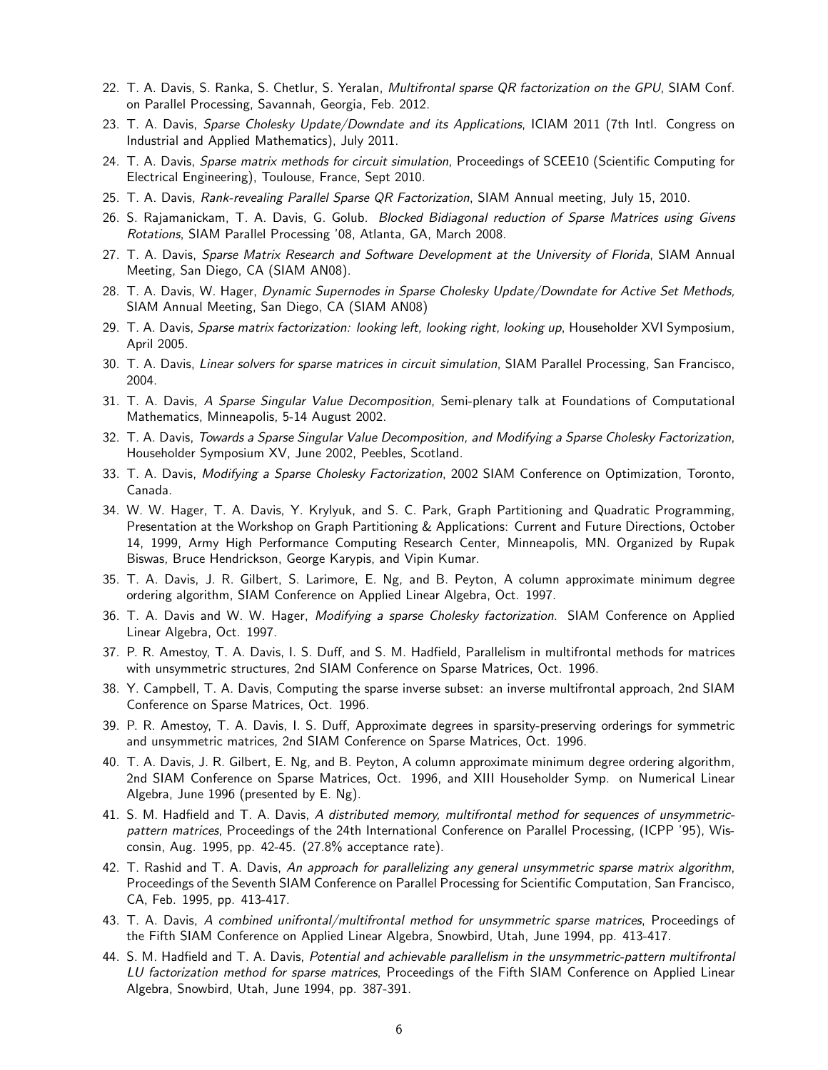22. T. A. Davis, S. Ranka, S. Chetlur, S. Yeralan, *Multifrontal sparse QR factorization on the GPU*, SIAM Conf. on Parallel Processing, Savannah, Georgia, Feb. 2012.
23. T. A. Davis, *Sparse Cholesky Update/Downdate and its Applications*, ICIAM 2011 (7th Intl. Congress on Industrial and Applied Mathematics), July 2011.
24. T. A. Davis, *Sparse matrix methods for circuit simulation*, Proceedings of SCEE10 (Scientific Computing for Electrical Engineering), Toulouse, France, Sept 2010.
25. T. A. Davis, *Rank-revealing Parallel Sparse QR Factorization*, SIAM Annual meeting, July 15, 2010.
26. S. Rajamanickam, T. A. Davis, G. Golub. *Blocked Bidiagonal reduction of Sparse Matrices using Givens Rotations*, SIAM Parallel Processing '08, Atlanta, GA, March 2008.
27. T. A. Davis, *Sparse Matrix Research and Software Development at the University of Florida*, SIAM Annual Meeting, San Diego, CA (SIAM AN08).
28. T. A. Davis, W. Hager, *Dynamic Supernodes in Sparse Cholesky Update/Downdate for Active Set Methods,* SIAM Annual Meeting, San Diego, CA (SIAM AN08)
29. T. A. Davis, *Sparse matrix factorization: looking left, looking right, looking up*, Householder XVI Symposium, April 2005.
30. T. A. Davis, *Linear solvers for sparse matrices in circuit simulation*, SIAM Parallel Processing, San Francisco, 2004.
31. T. A. Davis, *A Sparse Singular Value Decomposition*, Semi-plenary talk at Foundations of Computational Mathematics, Minneapolis, 5-14 August 2002.
32. T. A. Davis, *Towards a Sparse Singular Value Decomposition, and Modifying a Sparse Cholesky Factorization*, Householder Symposium XV, June 2002, Peebles, Scotland.
33. T. A. Davis, *Modifying a Sparse Cholesky Factorization*, 2002 SIAM Conference on Optimization, Toronto, Canada.
34. W. W. Hager, T. A. Davis, Y. Krylyuk, and S. C. Park, Graph Partitioning and Quadratic Programming, Presentation at the Workshop on Graph Partitioning & Applications: Current and Future Directions, October 14, 1999, Army High Performance Computing Research Center, Minneapolis, MN. Organized by Rupak Biswas, Bruce Hendrickson, George Karypis, and Vipin Kumar.
35. T. A. Davis, J. R. Gilbert, S. Larimore, E. Ng, and B. Peyton, A column approximate minimum degree ordering algorithm, SIAM Conference on Applied Linear Algebra, Oct. 1997.
36. T. A. Davis and W. W. Hager, *Modifying a sparse Cholesky factorization.* SIAM Conference on Applied Linear Algebra, Oct. 1997.
37. P. R. Amestoy, T. A. Davis, I. S. Duff, and S. M. Hadfield, Parallelism in multifrontal methods for matrices with unsymmetric structures, 2nd SIAM Conference on Sparse Matrices, Oct. 1996.
38. Y. Campbell, T. A. Davis, Computing the sparse inverse subset: an inverse multifrontal approach, 2nd SIAM Conference on Sparse Matrices, Oct. 1996.
39. P. R. Amestoy, T. A. Davis, I. S. Duff, Approximate degrees in sparsity-preserving orderings for symmetric and unsymmetric matrices, 2nd SIAM Conference on Sparse Matrices, Oct. 1996.
40. T. A. Davis, J. R. Gilbert, E. Ng, and B. Peyton, A column approximate minimum degree ordering algorithm, 2nd SIAM Conference on Sparse Matrices, Oct. 1996, and XIII Householder Symp. on Numerical Linear Algebra, June 1996 (presented by E. Ng).
41. S. M. Hadfield and T. A. Davis, *A distributed memory, multifrontal method for sequences of unsymmetric-pattern matrices*, Proceedings of the 24th International Conference on Parallel Processing, (ICPP '95), Wisconsin, Aug. 1995, pp. 42-45. (27.8% acceptance rate).
42. T. Rashid and T. A. Davis, *An approach for parallelizing any general unsymmetric sparse matrix algorithm*, Proceedings of the Seventh SIAM Conference on Parallel Processing for Scientific Computation, San Francisco, CA, Feb. 1995, pp. 413-417.
43. T. A. Davis, *A combined unifrontal/multifrontal method for unsymmetric sparse matrices*, Proceedings of the Fifth SIAM Conference on Applied Linear Algebra, Snowbird, Utah, June 1994, pp. 413-417.
44. S. M. Hadfield and T. A. Davis, *Potential and achievable parallelism in the unsymmetric-pattern multifrontal LU factorization method for sparse matrices*, Proceedings of the Fifth SIAM Conference on Applied Linear Algebra, Snowbird, Utah, June 1994, pp. 387-391.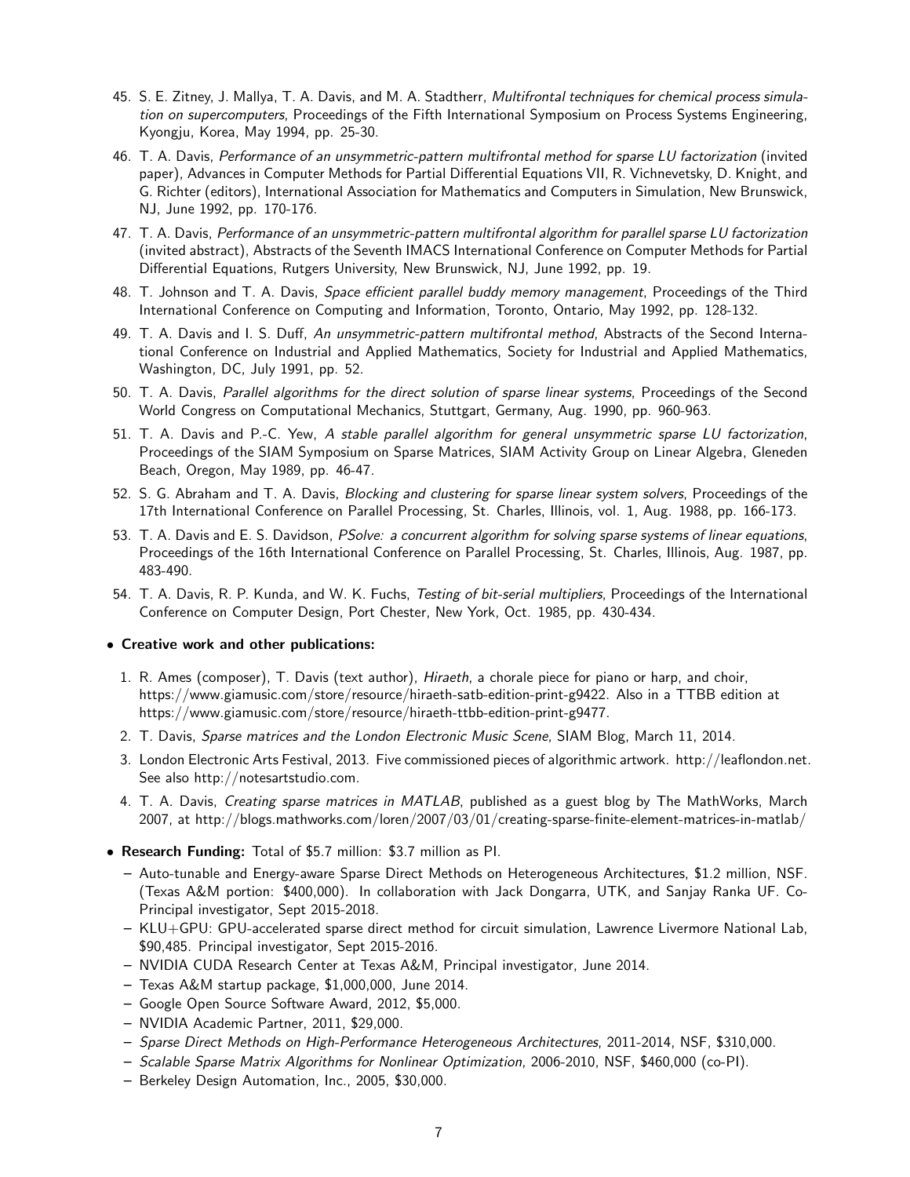45. S. E. Zitney, J. Mallya, T. A. Davis, and M. A. Stadtherr, *Multifrontal techniques for chemical process simulation on supercomputers*, Proceedings of the Fifth International Symposium on Process Systems Engineering, Kyongju, Korea, May 1994, pp. 25-30.
46. T. A. Davis, *Performance of an unsymmetric-pattern multifrontal method for sparse LU factorization* (invited paper), Advances in Computer Methods for Partial Differential Equations VII, R. Vichnevetsky, D. Knight, and G. Richter (editors), International Association for Mathematics and Computers in Simulation, New Brunswick, NJ, June 1992, pp. 170-176.
47. T. A. Davis, *Performance of an unsymmetric-pattern multifrontal algorithm for parallel sparse LU factorization* (invited abstract), Abstracts of the Seventh IMACS International Conference on Computer Methods for Partial Differential Equations, Rutgers University, New Brunswick, NJ, June 1992, pp. 19.
48. T. Johnson and T. A. Davis, *Space efficient parallel buddy memory management*, Proceedings of the Third International Conference on Computing and Information, Toronto, Ontario, May 1992, pp. 128-132.
49. T. A. Davis and I. S. Duff, *An unsymmetric-pattern multifrontal method*, Abstracts of the Second International Conference on Industrial and Applied Mathematics, Society for Industrial and Applied Mathematics, Washington, DC, July 1991, pp. 52.
50. T. A. Davis, *Parallel algorithms for the direct solution of sparse linear systems*, Proceedings of the Second World Congress on Computational Mechanics, Stuttgart, Germany, Aug. 1990, pp. 960-963.
51. T. A. Davis and P.-C. Yew, *A stable parallel algorithm for general unsymmetric sparse LU factorization*, Proceedings of the SIAM Symposium on Sparse Matrices, SIAM Activity Group on Linear Algebra, Gleneden Beach, Oregon, May 1989, pp. 46-47.
52. S. G. Abraham and T. A. Davis, *Blocking and clustering for sparse linear system solvers*, Proceedings of the 17th International Conference on Parallel Processing, St. Charles, Illinois, vol. 1, Aug. 1988, pp. 166-173.
53. T. A. Davis and E. S. Davidson, *PSolve: a concurrent algorithm for solving sparse systems of linear equations*, Proceedings of the 16th International Conference on Parallel Processing, St. Charles, Illinois, Aug. 1987, pp. 483-490.
54. T. A. Davis, R. P. Kunda, and W. K. Fuchs, *Testing of bit-serial multipliers*, Proceedings of the International Conference on Computer Design, Port Chester, New York, Oct. 1985, pp. 430-434.

- **Creative work and other publications:**

1. R. Ames (composer), T. Davis (text author), *Hiraeth*, a chorale piece for piano or harp, and choir, https://www.giamusic.com/store/resource/hiraeth-satb-edition-print-g9422. Also in a TTBB edition at https://www.giamusic.com/store/resource/hiraeth-ttbb-edition-print-g9477.
2. T. Davis, *Sparse matrices and the London Electronic Music Scene*, SIAM Blog, March 11, 2014.
3. London Electronic Arts Festival, 2013. Five commissioned pieces of algorithmic artwork. http://leaflondon.net. See also http://notesartstudio.com.
4. T. A. Davis, *Creating sparse matrices in MATLAB*, published as a guest blog by The MathWorks, March 2007, at http://blogs.mathworks.com/loren/2007/03/01/creating-sparse-finite-element-matrices-in-matlab/

- **Research Funding:** Total of $5.7 million: $3.7 million as PI.
  - Auto-tunable and Energy-aware Sparse Direct Methods on Heterogeneous Architectures, $1.2 million, NSF. (Texas A&M portion: $400,000). In collaboration with Jack Dongarra, UTK, and Sanjay Ranka UF. Co-Principal investigator, Sept 2015-2018.
  - KLU+GPU: GPU-accelerated sparse direct method for circuit simulation, Lawrence Livermore National Lab, $90,485. Principal investigator, Sept 2015-2016.
  - NVIDIA CUDA Research Center at Texas A&M, Principal investigator, June 2014.
  - Texas A&M startup package, $1,000,000, June 2014.
  - Google Open Source Software Award, 2012, $5,000.
  - NVIDIA Academic Partner, 2011, $29,000.
  - *Sparse Direct Methods on High-Performance Heterogeneous Architectures*, 2011-2014, NSF, $310,000.
  - *Scalable Sparse Matrix Algorithms for Nonlinear Optimization*, 2006-2010, NSF, $460,000 (co-PI).
  - Berkeley Design Automation, Inc., 2005, $30,000.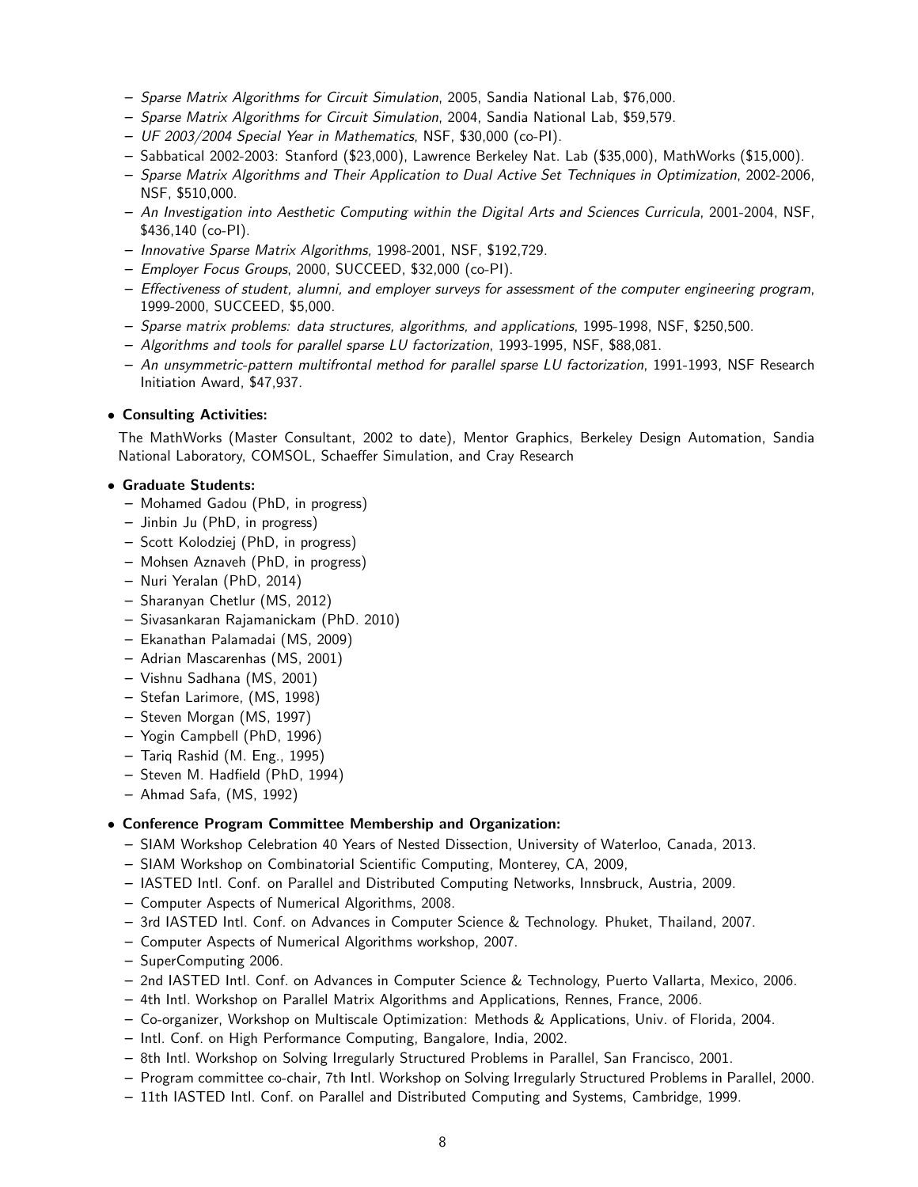- *Sparse Matrix Algorithms for Circuit Simulation*, 2005, Sandia National Lab, $76,000.
- *Sparse Matrix Algorithms for Circuit Simulation*, 2004, Sandia National Lab, $59,579.
- *UF 2003/2004 Special Year in Mathematics*, NSF, $30,000 (co-PI).
- Sabbatical 2002-2003: Stanford ($23,000), Lawrence Berkeley Nat. Lab ($35,000), MathWorks ($15,000).
- *Sparse Matrix Algorithms and Their Application to Dual Active Set Techniques in Optimization*, 2002-2006, NSF, $510,000.
- *An Investigation into Aesthetic Computing within the Digital Arts and Sciences Curricula*, 2001-2004, NSF, $436,140 (co-PI).
- *Innovative Sparse Matrix Algorithms*, 1998-2001, NSF, $192,729.
- *Employer Focus Groups*, 2000, SUCCEED, $32,000 (co-PI).
- *Effectiveness of student, alumni, and employer surveys for assessment of the computer engineering program*, 1999-2000, SUCCEED, $5,000.
- *Sparse matrix problems: data structures, algorithms, and applications*, 1995-1998, NSF, $250,500.
- *Algorithms and tools for parallel sparse LU factorization*, 1993-1995, NSF, $88,081.
- *An unsymmetric-pattern multifrontal method for parallel sparse LU factorization*, 1991-1993, NSF Research Initiation Award, $47,937.

- **Consulting Activities:**

  The MathWorks (Master Consultant, 2002 to date), Mentor Graphics, Berkeley Design Automation, Sandia National Laboratory, COMSOL, Schaeffer Simulation, and Cray Research

- **Graduate Students:**
  - Mohamed Gadou (PhD, in progress)
  - Jinbin Ju (PhD, in progress)
  - Scott Kolodziej (PhD, in progress)
  - Mohsen Aznaveh (PhD, in progress)
  - Nuri Yeralan (PhD, 2014)
  - Sharanyan Chetlur (MS, 2012)
  - Sivasankaran Rajamanickam (PhD. 2010)
  - Ekanathan Palamadai (MS, 2009)
  - Adrian Mascarenhas (MS, 2001)
  - Vishnu Sadhana (MS, 2001)
  - Stefan Larimore, (MS, 1998)
  - Steven Morgan (MS, 1997)
  - Yogin Campbell (PhD, 1996)
  - Tariq Rashid (M. Eng., 1995)
  - Steven M. Hadfield (PhD, 1994)
  - Ahmad Safa, (MS, 1992)

- **Conference Program Committee Membership and Organization:**
  - SIAM Workshop Celebration 40 Years of Nested Dissection, University of Waterloo, Canada, 2013.
  - SIAM Workshop on Combinatorial Scientific Computing, Monterey, CA, 2009,
  - IASTED Intl. Conf. on Parallel and Distributed Computing Networks, Innsbruck, Austria, 2009.
  - Computer Aspects of Numerical Algorithms, 2008.
  - 3rd IASTED Intl. Conf. on Advances in Computer Science & Technology. Phuket, Thailand, 2007.
  - Computer Aspects of Numerical Algorithms workshop, 2007.
  - SuperComputing 2006.
  - 2nd IASTED Intl. Conf. on Advances in Computer Science & Technology, Puerto Vallarta, Mexico, 2006.
  - 4th Intl. Workshop on Parallel Matrix Algorithms and Applications, Rennes, France, 2006.
  - Co-organizer, Workshop on Multiscale Optimization: Methods & Applications, Univ. of Florida, 2004.
  - Intl. Conf. on High Performance Computing, Bangalore, India, 2002.
  - 8th Intl. Workshop on Solving Irregularly Structured Problems in Parallel, San Francisco, 2001.
  - Program committee co-chair, 7th Intl. Workshop on Solving Irregularly Structured Problems in Parallel, 2000.
  - 11th IASTED Intl. Conf. on Parallel and Distributed Computing and Systems, Cambridge, 1999.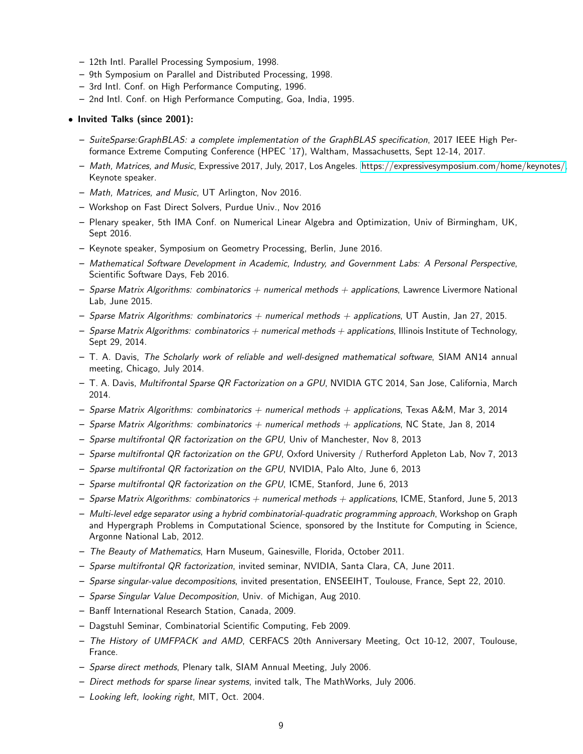- 12th Intl. Parallel Processing Symposium, 1998.
- 9th Symposium on Parallel and Distributed Processing, 1998.
- 3rd Intl. Conf. on High Performance Computing, 1996.
- 2nd Intl. Conf. on High Performance Computing, Goa, India, 1995.

- **Invited Talks (since 2001):**
  - *SuiteSparse:GraphBLAS: a complete implementation of the GraphBLAS specification*, 2017 IEEE High Performance Extreme Computing Conference (HPEC '17), Waltham, Massachusetts, Sept 12-14, 2017.
  - *Math, Matrices, and Music*, Expressive 2017, July, 2017, Los Angeles. https://expressivesymposium.com/home/keynotes/. Keynote speaker.
  - *Math, Matrices, and Music*, UT Arlington, Nov 2016.
  - Workshop on Fast Direct Solvers, Purdue Univ., Nov 2016
  - Plenary speaker, 5th IMA Conf. on Numerical Linear Algebra and Optimization, Univ of Birmingham, UK, Sept 2016.
  - Keynote speaker, Symposium on Geometry Processing, Berlin, June 2016.
  - *Mathematical Software Development in Academic, Industry, and Government Labs: A Personal Perspective*, Scientific Software Days, Feb 2016.
  - *Sparse Matrix Algorithms: combinatorics + numerical methods + applications*, Lawrence Livermore National Lab, June 2015.
  - *Sparse Matrix Algorithms: combinatorics + numerical methods + applications*, UT Austin, Jan 27, 2015.
  - *Sparse Matrix Algorithms: combinatorics + numerical methods + applications*, Illinois Institute of Technology, Sept 29, 2014.
  - T. A. Davis, *The Scholarly work of reliable and well-designed mathematical software*, SIAM AN14 annual meeting, Chicago, July 2014.
  - T. A. Davis, *Multifrontal Sparse QR Factorization on a GPU*, NVIDIA GTC 2014, San Jose, California, March 2014.
  - *Sparse Matrix Algorithms: combinatorics + numerical methods + applications*, Texas A&M, Mar 3, 2014
  - *Sparse Matrix Algorithms: combinatorics + numerical methods + applications*, NC State, Jan 8, 2014
  - *Sparse multifrontal QR factorization on the GPU*, Univ of Manchester, Nov 8, 2013
  - *Sparse multifrontal QR factorization on the GPU*, Oxford University / Rutherford Appleton Lab, Nov 7, 2013
  - *Sparse multifrontal QR factorization on the GPU*, NVIDIA, Palo Alto, June 6, 2013
  - *Sparse multifrontal QR factorization on the GPU*, ICME, Stanford, June 6, 2013
  - *Sparse Matrix Algorithms: combinatorics + numerical methods + applications*, ICME, Stanford, June 5, 2013
  - *Multi-level edge separator using a hybrid combinatorial-quadratic programming approach*, Workshop on Graph and Hypergraph Problems in Computational Science, sponsored by the Institute for Computing in Science, Argonne National Lab, 2012.
  - *The Beauty of Mathematics*, Harn Museum, Gainesville, Florida, October 2011.
  - *Sparse multifrontal QR factorization*, invited seminar, NVIDIA, Santa Clara, CA, June 2011.
  - *Sparse singular-value decompositions*, invited presentation, ENSEEIHT, Toulouse, France, Sept 22, 2010.
  - *Sparse Singular Value Decomposition*, Univ. of Michigan, Aug 2010.
  - Banff International Research Station, Canada, 2009.
  - Dagstuhl Seminar, Combinatorial Scientific Computing, Feb 2009.
  - *The History of UMFPACK and AMD*, CERFACS 20th Anniversary Meeting, Oct 10-12, 2007, Toulouse, France.
  - *Sparse direct methods*, Plenary talk, SIAM Annual Meeting, July 2006.
  - *Direct methods for sparse linear systems*, invited talk, The MathWorks, July 2006.
  - *Looking left, looking right*, MIT, Oct. 2004.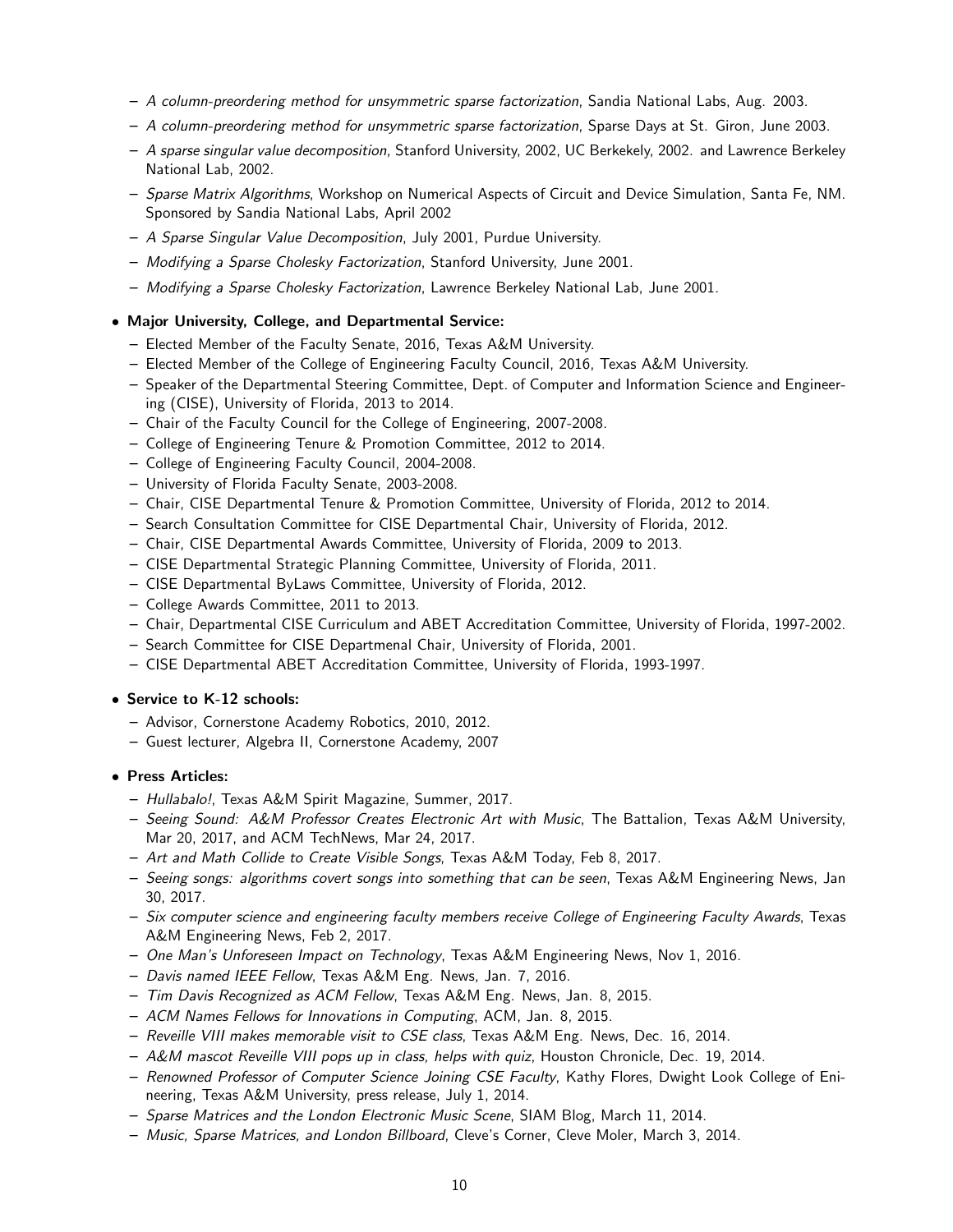- *A column-preordering method for unsymmetric sparse factorization*, Sandia National Labs, Aug. 2003.
- *A column-preordering method for unsymmetric sparse factorization*, Sparse Days at St. Giron, June 2003.
- *A sparse singular value decomposition*, Stanford University, 2002, UC Berkekely, 2002. and Lawrence Berkeley National Lab, 2002.
- *Sparse Matrix Algorithms*, Workshop on Numerical Aspects of Circuit and Device Simulation, Santa Fe, NM. Sponsored by Sandia National Labs, April 2002
- *A Sparse Singular Value Decomposition*, July 2001, Purdue University.
- *Modifying a Sparse Cholesky Factorization*, Stanford University, June 2001.
- *Modifying a Sparse Cholesky Factorization*, Lawrence Berkeley National Lab, June 2001.

- **Major University, College, and Departmental Service:**
  - Elected Member of the Faculty Senate, 2016, Texas A&M University.
  - Elected Member of the College of Engineering Faculty Council, 2016, Texas A&M University.
  - Speaker of the Departmental Steering Committee, Dept. of Computer and Information Science and Engineering (CISE), University of Florida, 2013 to 2014.
  - Chair of the Faculty Council for the College of Engineering, 2007-2008.
  - College of Engineering Tenure & Promotion Committee, 2012 to 2014.
  - College of Engineering Faculty Council, 2004-2008.
  - University of Florida Faculty Senate, 2003-2008.
  - Chair, CISE Departmental Tenure & Promotion Committee, University of Florida, 2012 to 2014.
  - Search Consultation Committee for CISE Departmental Chair, University of Florida, 2012.
  - Chair, CISE Departmental Awards Committee, University of Florida, 2009 to 2013.
  - CISE Departmental Strategic Planning Committee, University of Florida, 2011.
  - CISE Departmental ByLaws Committee, University of Florida, 2012.
  - College Awards Committee, 2011 to 2013.
  - Chair, Departmental CISE Curriculum and ABET Accreditation Committee, University of Florida, 1997-2002.
  - Search Committee for CISE Departmenal Chair, University of Florida, 2001.
  - CISE Departmental ABET Accreditation Committee, University of Florida, 1993-1997.

- **Service to K-12 schools:**
  - Advisor, Cornerstone Academy Robotics, 2010, 2012.
  - Guest lecturer, Algebra II, Cornerstone Academy, 2007

- **Press Articles:**
  - *Hullabalo!*, Texas A&M Spirit Magazine, Summer, 2017.
  - *Seeing Sound: A&M Professor Creates Electronic Art with Music*, The Battalion, Texas A&M University, Mar 20, 2017, and ACM TechNews, Mar 24, 2017.
  - *Art and Math Collide to Create Visible Songs*, Texas A&M Today, Feb 8, 2017.
  - *Seeing songs: algorithms covert songs into something that can be seen*, Texas A&M Engineering News, Jan 30, 2017.
  - *Six computer science and engineering faculty members receive College of Engineering Faculty Awards*, Texas A&M Engineering News, Feb 2, 2017.
  - *One Man's Unforeseen Impact on Technology*, Texas A&M Engineering News, Nov 1, 2016.
  - *Davis named IEEE Fellow*, Texas A&M Eng. News, Jan. 7, 2016.
  - *Tim Davis Recognized as ACM Fellow*, Texas A&M Eng. News, Jan. 8, 2015.
  - *ACM Names Fellows for Innovations in Computing*, ACM, Jan. 8, 2015.
  - *Reveille VIII makes memorable visit to CSE class*, Texas A&M Eng. News, Dec. 16, 2014.
  - *A&M mascot Reveille VIII pops up in class, helps with quiz*, Houston Chronicle, Dec. 19, 2014.
  - *Renowned Professor of Computer Science Joining CSE Faculty*, Kathy Flores, Dwight Look College of Enineering, Texas A&M University, press release, July 1, 2014.
  - *Sparse Matrices and the London Electronic Music Scene*, SIAM Blog, March 11, 2014.
  - *Music, Sparse Matrices, and London Billboard*, Cleve's Corner, Cleve Moler, March 3, 2014.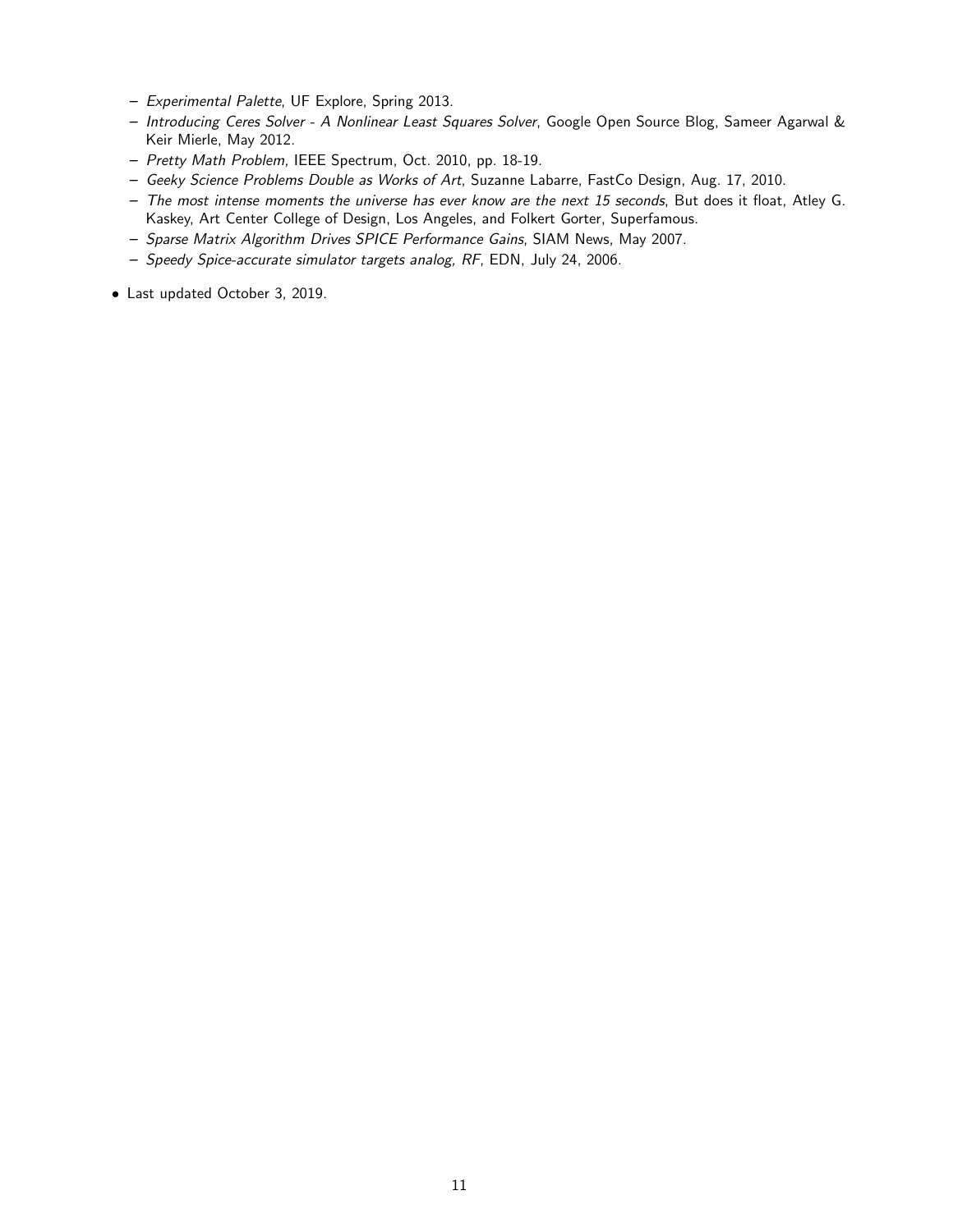- *Experimental Palette*, UF Explore, Spring 2013.
  - *Introducing Ceres Solver - A Nonlinear Least Squares Solver*, Google Open Source Blog, Sameer Agarwal & Keir Mierle, May 2012.
  - *Pretty Math Problem*, IEEE Spectrum, Oct. 2010, pp. 18-19.
  - *Geeky Science Problems Double as Works of Art*, Suzanne Labarre, FastCo Design, Aug. 17, 2010.
  - *The most intense moments the universe has ever know are the next 15 seconds*, But does it float, Atley G. Kaskey, Art Center College of Design, Los Angeles, and Folkert Gorter, Superfamous.
  - *Sparse Matrix Algorithm Drives SPICE Performance Gains*, SIAM News, May 2007.
  - *Speedy Spice-accurate simulator targets analog, RF*, EDN, July 24, 2006.

- Last updated October 3, 2019.